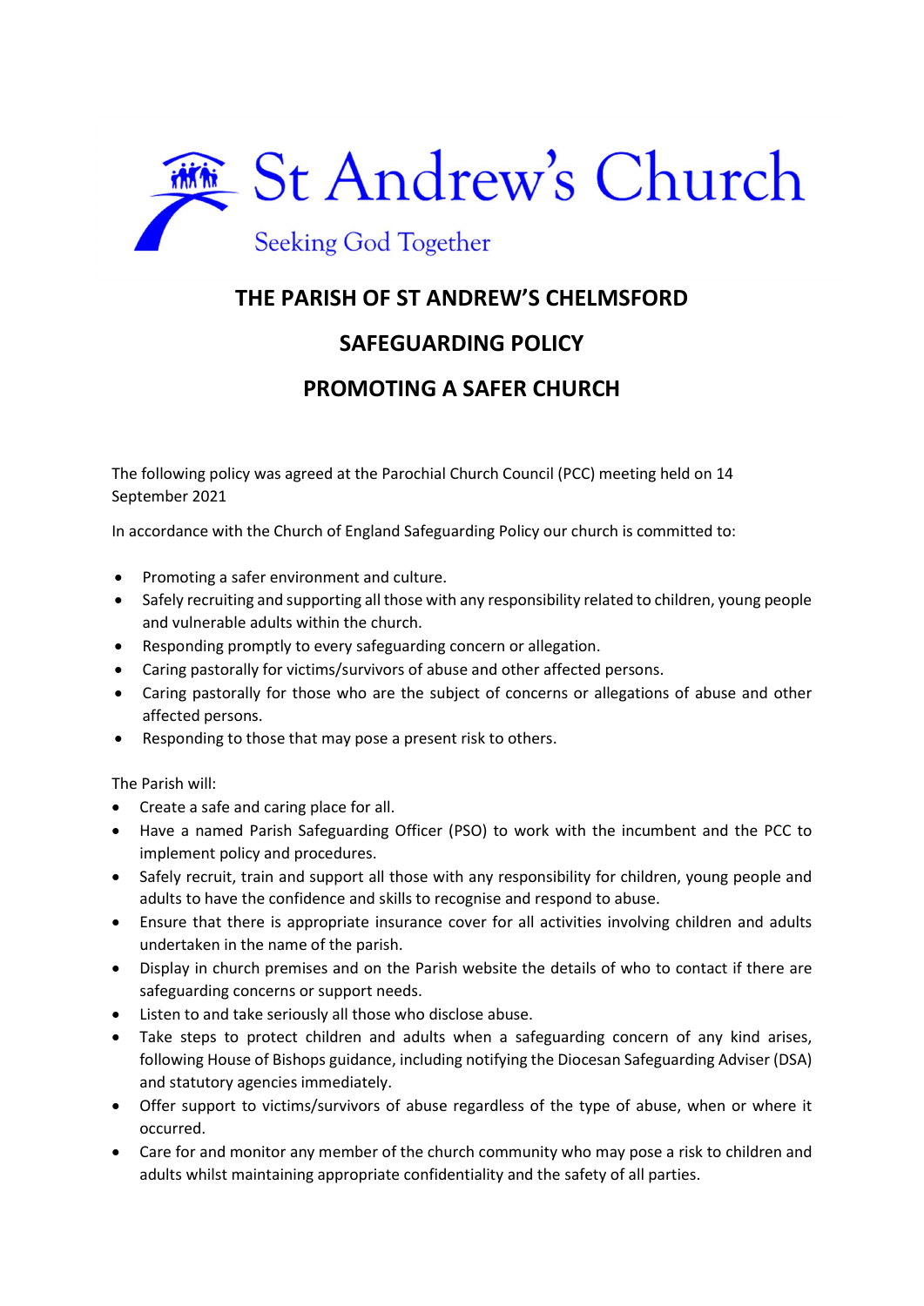# St Andrew's Church

Seeking God Together

## THE PARISH OF ST ANDREW'S CHELMSFORD

## SAFEGUARDING POLICY

## PROMOTING A SAFER CHURCH

The following policy was agreed at the Parochial Church Council (PCC) meeting held on 14 September 2021

In accordance with the Church of England Safeguarding Policy our church is committed to:

- Promoting a safer environment and culture.
- Safely recruiting and supporting all those with any responsibility related to children, young people and vulnerable adults within the church.
- Responding promptly to every safeguarding concern or allegation.
- Caring pastorally for victims/survivors of abuse and other affected persons.
- Caring pastorally for those who are the subject of concerns or allegations of abuse and other affected persons.
- Responding to those that may pose a present risk to others.

The Parish will:

- Create a safe and caring place for all.
- Have a named Parish Safeguarding Officer (PSO) to work with the incumbent and the PCC to implement policy and procedures.
- Safely recruit, train and support all those with any responsibility for children, young people and adults to have the confidence and skills to recognise and respond to abuse.
- Ensure that there is appropriate insurance cover for all activities involving children and adults undertaken in the name of the parish.
- Display in church premises and on the Parish website the details of who to contact if there are safeguarding concerns or support needs.
- Listen to and take seriously all those who disclose abuse.
- Take steps to protect children and adults when a safeguarding concern of any kind arises, following House of Bishops guidance, including notifying the Diocesan Safeguarding Adviser (DSA) and statutory agencies immediately.
- Offer support to victims/survivors of abuse regardless of the type of abuse, when or where it occurred.
- Care for and monitor any member of the church community who may pose a risk to children and adults whilst maintaining appropriate confidentiality and the safety of all parties.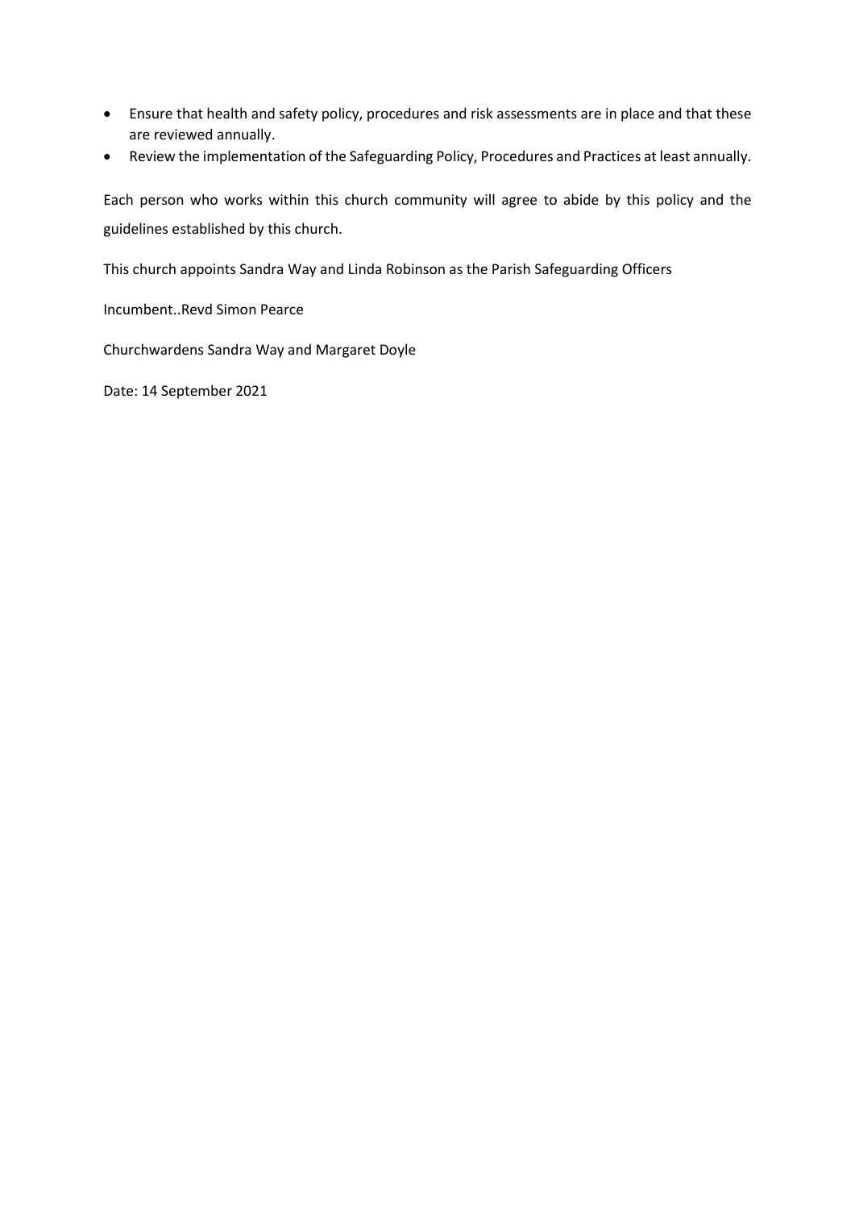- Ensure that health and safety policy, procedures and risk assessments are in place and that these are reviewed annually.
- Review the implementation of the Safeguarding Policy, Procedures and Practices at least annually.

Each person who works within this church community will agree to abide by this policy and the guidelines established by this church.

This church appoints Sandra Way and Linda Robinson as the Parish Safeguarding Officers

Incumbent..Revd Simon Pearce

Churchwardens Sandra Way and Margaret Doyle

Date: 14 September 2021